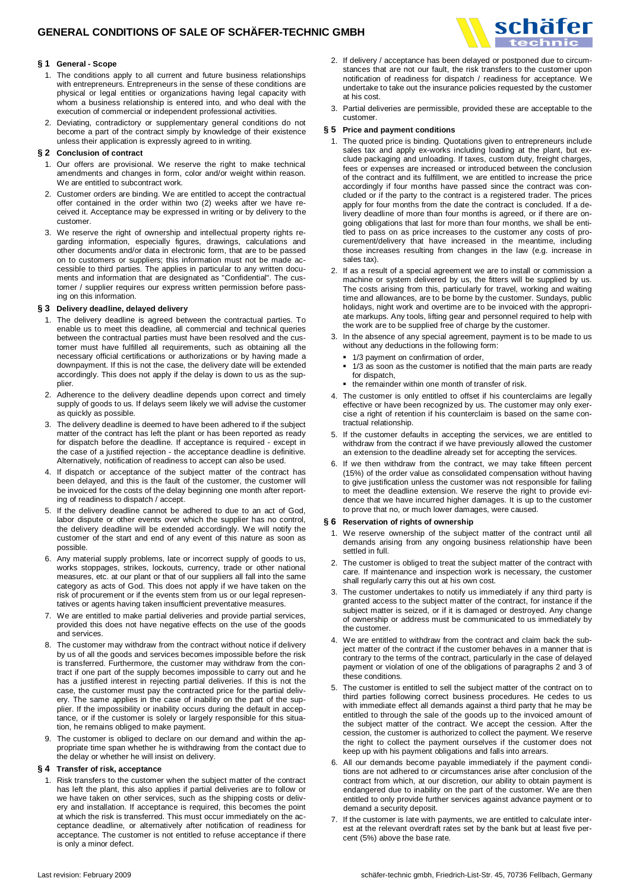# GENERAL CONDITIONS OF SALE OF SCHÄFER-TECHNIC GMBH

## § 1 General - Scope

1. The conditions apply to all current and future business relationships with entrepreneurs. Entrepreneurs in the sense of these conditions are physical or legal entities or organizations having legal capacity with whom a business relationship is entered into, and who deal with the execution of commercial or independent professional activities.
2. Deviating, contradictory or supplementary general conditions do not become a part of the contract simply by knowledge of their existence unless their application is expressly agreed to in writing.

## § 2 Conclusion of contract

1. Our offers are provisional. We reserve the right to make technical amendments and changes in form, color and/or weight within reason. We are entitled to subcontract work.
2. Customer orders are binding. We are entitled to accept the contractual offer contained in the order within two (2) weeks after we have received it. Acceptance may be expressed in writing or by delivery to the customer.
3. We reserve the right of ownership and intellectual property rights regarding information, especially figures, drawings, calculations and other documents and/or data in electronic form, that are to be passed on to customers or suppliers; this information must not be made accessible to third parties. The applies in particular to any written documents and information that are designated as "Confidential". The customer / supplier requires our express written permission before passing on this information.

## § 3 Delivery deadline, delayed delivery

1. The delivery deadline is agreed between the contractual parties. To enable us to meet this deadline, all commercial and technical queries between the contractual parties must have been resolved and the customer must have fulfilled all requirements, such as obtaining all the necessary official certifications or authorizations or by having made a downpayment. If this is not the case, the delivery date will be extended accordingly. This does not apply if the delay is down to us as the supplier.
2. Adherence to the delivery deadline depends upon correct and timely supply of goods to us. If delays seem likely we will advise the customer as quickly as possible.
3. The delivery deadline is deemed to have been adhered to if the subject matter of the contract has left the plant or has been reported as ready for dispatch before the deadline. If acceptance is required - except in the case of a justified rejection - the acceptance deadline is definitive. Alternatively, notification of readiness to accept can also be used.
4. If dispatch or acceptance of the subject matter of the contract has been delayed, and this is the fault of the customer, the customer will be invoiced for the costs of the delay beginning one month after reporting of readiness to dispatch / accept.
5. If the delivery deadline cannot be adhered to due to an act of God, labor dispute or other events over which the supplier has no control, the delivery deadline will be extended accordingly. We will notify the customer of the start and end of any event of this nature as soon as possible.
6. Any material supply problems, late or incorrect supply of goods to us, works stoppages, strikes, lockouts, currency, trade or other national measures, etc. at our plant or that of our suppliers all fall into the same category as acts of God. This does not apply if we have taken on the risk of procurement or if the events stem from us or our legal representatives or agents having taken insufficient preventative measures.
7. We are entitled to make partial deliveries and provide partial services, provided this does not have negative effects on the use of the goods and services.
8. The customer may withdraw from the contract without notice if delivery by us of all the goods and services becomes impossible before the risk is transferred. Furthermore, the customer may withdraw from the contract if one part of the supply becomes impossible to carry out and he has a justified interest in rejecting partial deliveries. If this is not the case, the customer must pay the contracted price for the partial delivery. The same applies in the case of inability on the part of the supplier. If the impossibility or inability occurs during the default in acceptance, or if the customer is solely or largely responsible for this situation, he remains obliged to make payment.
9. The customer is obliged to declare on our demand and within the appropriate time span whether he is withdrawing from the contact due to the delay or whether he will insist on delivery.

## § 4 Transfer of risk, acceptance

1. Risk transfers to the customer when the subject matter of the contract has left the plant, this also applies if partial deliveries are to follow or we have taken on other services, such as the shipping costs or delivery and installation. If acceptance is required, this becomes the point at which the risk is transferred. This must occur immediately on the acceptance deadline, or alternatively after notification of readiness for acceptance. The customer is not entitled to refuse acceptance if there is only a minor defect.
2. If delivery / acceptance has been delayed or postponed due to circumstances that are not our fault, the risk transfers to the customer upon notification of readiness for dispatch / readiness for acceptance. We undertake to take out the insurance policies requested by the customer at his cost.
3. Partial deliveries are permissible, provided these are acceptable to the customer.

## § 5 Price and payment conditions

1. The quoted price is binding. Quotations given to entrepreneurs include sales tax and apply ex-works including loading at the plant, but exclude packaging and unloading. If taxes, custom duty, freight charges, fees or expenses are increased or introduced between the conclusion of the contract and its fulfillment, we are entitled to increase the price accordingly if four months have passed since the contract was concluded or if the party to the contract is a registered trader. The prices apply for four months from the date the contract is concluded. If a delivery deadline of more than four months is agreed, or if there are ongoing obligations that last for more than four months, we shall be entitled to pass on as price increases to the customer any costs of procurement/delivery that have increased in the meantime, including those increases resulting from changes in the law (e.g. increase in sales tax).
2. If as a result of a special agreement we are to install or commission a machine or system delivered by us, the fitters will be supplied by us. The costs arising from this, particularly for travel, working and waiting time and allowances, are to be borne by the customer. Sundays, public holidays, night work and overtime are to be invoiced with the appropriate markups. Any tools, lifting gear and personnel required to help with the work are to be supplied free of charge by the customer.
3. In the absence of any special agreement, payment is to be made to us without any deductions in the following form:
   - 1/3 payment on confirmation of order,
   - 1/3 as soon as the customer is notified that the main parts are ready for dispatch,
   - the remainder within one month of transfer of risk.
4. The customer is only entitled to offset if his counterclaims are legally effective or have been recognized by us. The customer may only exercise a right of retention if his counterclaim is based on the same contractual relationship.
5. If the customer defaults in accepting the services, we are entitled to withdraw from the contract if we have previously allowed the customer an extension to the deadline already set for accepting the services.
6. If we then withdraw from the contract, we may take fifteen percent (15%) of the order value as consolidated compensation without having to give justification unless the customer was not responsible for failing to meet the deadline extension. We reserve the right to provide evidence that we have incurred higher damages. It is up to the customer to prove that no, or much lower damages, were caused.

## § 6 Reservation of rights of ownership

1. We reserve ownership of the subject matter of the contract until all demands arising from any ongoing business relationship have been settled in full.
2. The customer is obliged to treat the subject matter of the contract with care. If maintenance and inspection work is necessary, the customer shall regularly carry this out at his own cost.
3. The customer undertakes to notify us immediately if any third party is granted access to the subject matter of the contract, for instance if the subject matter is seized, or if it is damaged or destroyed. Any change of ownership or address must be communicated to us immediately by the customer.
4. We are entitled to withdraw from the contract and claim back the subject matter of the contract if the customer behaves in a manner that is contrary to the terms of the contract, particularly in the case of delayed payment or violation of one of the obligations of paragraphs 2 and 3 of these conditions.
5. The customer is entitled to sell the subject matter of the contract on to third parties following correct business procedures. He cedes to us with immediate effect all demands against a third party that he may be entitled to through the sale of the goods up to the invoiced amount of the subject matter of the contract. We accept the cession. After the cession, the customer is authorized to collect the payment. We reserve the right to collect the payment ourselves if the customer does not keep up with his payment obligations and falls into arrears.
6. All our demands become payable immediately if the payment conditions are not adhered to or circumstances arise after conclusion of the contract from which, at our discretion, our ability to obtain payment is endangered due to inability on the part of the customer. We are then entitled to only provide further services against advance payment or to demand a security deposit.
7. If the customer is late with payments, we are entitled to calculate interest at the relevant overdraft rates set by the bank but at least five percent (5%) above the base rate.

Last revision: February 2009

schäfer-technic gmbh, Friedrich-List-Str. 45, 70736 Fellbach, Germany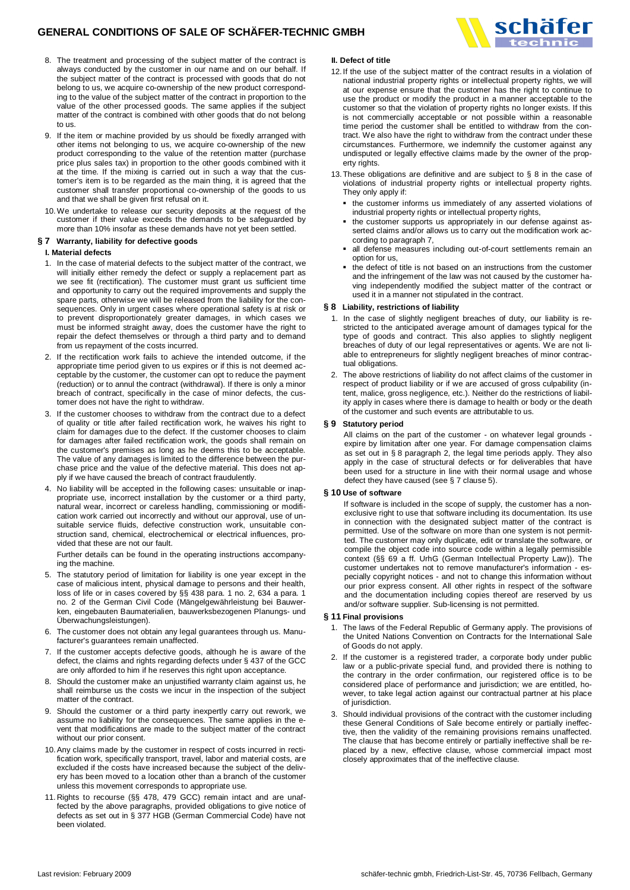8. The treatment and processing of the subject matter of the contract is always conducted by the customer in our name and on our behalf. If the subject matter of the contract is processed with goods that do not belong to us, we acquire co-ownership of the new product corresponding to the value of the subject matter of the contract in proportion to the value of the other processed goods. The same applies if the subject matter of the contract is combined with other goods that do not belong to us.
9. If the item or machine provided by us should be fixedly arranged with other items not belonging to us, we acquire co-ownership of the new product corresponding to the value of the retention matter (purchase price plus sales tax) in proportion to the other goods combined with it at the time. If the mixing is carried out in such a way that the customer's item is to be regarded as the main thing, it is agreed that the customer shall transfer proportional co-ownership of the goods to us and that we shall be given first refusal on it.
10. We undertake to release our security deposits at the request of the customer if their value exceeds the demands to be safeguarded by more than 10% insofar as these demands have not yet been settled.

## § 7 Warranty, liability for defective goods

### I. Material defects

1. In the case of material defects to the subject matter of the contract, we will initially either remedy the defect or supply a replacement part as we see fit (rectification). The customer must grant us sufficient time and opportunity to carry out the required improvements and supply the spare parts, otherwise we will be released from the liability for the consequences. Only in urgent cases where operational safety is at risk or to prevent disproportionately greater damages, in which cases we must be informed straight away, does the customer have the right to repair the defect themselves or through a third party and to demand from us repayment of the costs incurred.
2. If the rectification work fails to achieve the intended outcome, if the appropriate time period given to us expires or if this is not deemed acceptable by the customer, the customer can opt to reduce the payment (reduction) or to annul the contract (withdrawal). If there is only a minor breach of contract, specifically in the case of minor defects, the customer does not have the right to withdraw.
3. If the customer chooses to withdraw from the contract due to a defect of quality or title after failed rectification work, he waives his right to claim for damages due to the defect. If the customer chooses to claim for damages after failed rectification work, the goods shall remain on the customer's premises as long as he deems this to be acceptable. The value of any damages is limited to the difference between the purchase price and the value of the defective material. This does not apply if we have caused the breach of contract fraudulently.
4. No liability will be accepted in the following cases: unsuitable or inappropriate use, incorrect installation by the customer or a third party, natural wear, incorrect or careless handling, commissioning or modification work carried out incorrectly and without our approval, use of unsuitable service fluids, defective construction work, unsuitable construction sand, chemical, electrochemical or electrical influences, provided that these are not our fault.

   Further details can be found in the operating instructions accompanying the machine.
5. The statutory period of limitation for liability is one year except in the case of malicious intent, physical damage to persons and their health, loss of life or in cases covered by §§ 438 para. 1 no. 2, 634 a para. 1 no. 2 of the German Civil Code (Mängelgewährleistung bei Bauwerken, eingebauten Baumaterialien, bauwerksbezogenen Planungs- und Überwachungsleistungen).
6. The customer does not obtain any legal guarantees through us. Manufacturer's guarantees remain unaffected.
7. If the customer accepts defective goods, although he is aware of the defect, the claims and rights regarding defects under § 437 of the GCC are only afforded to him if he reserves this right upon acceptance.
8. Should the customer make an unjustified warranty claim against us, he shall reimburse us the costs we incur in the inspection of the subject matter of the contract.
9. Should the customer or a third party inexpertly carry out rework, we assume no liability for the consequences. The same applies in the event that modifications are made to the subject matter of the contract without our prior consent.
10. Any claims made by the customer in respect of costs incurred in rectification work, specifically transport, travel, labor and material costs, are excluded if the costs have increased because the subject of the delivery has been moved to a location other than a branch of the customer unless this movement corresponds to appropriate use.
11. Rights to recourse (§§ 478, 479 GCC) remain intact and are unaffected by the above paragraphs, provided obligations to give notice of defects as set out in § 377 HGB (German Commercial Code) have not been violated.

### II. Defect of title

12. If the use of the subject matter of the contract results in a violation of national industrial property rights or intellectual property rights, we will at our expense ensure that the customer has the right to continue to use the product or modify the product in a manner acceptable to the customer so that the violation of property rights no longer exists. If this is not commercially acceptable or not possible within a reasonable time period the customer shall be entitled to withdraw from the contract. We also have the right to withdraw from the contract under these circumstances. Furthermore, we indemnify the customer against any undisputed or legally effective claims made by the owner of the property rights.
13. These obligations are definitive and are subject to § 8 in the case of violations of industrial property rights or intellectual property rights. They only apply if:
    - the customer informs us immediately of any asserted violations of industrial property rights or intellectual property rights,
    - the customer supports us appropriately in our defense against asserted claims and/or allows us to carry out the modification work according to paragraph 7,
    - all defense measures including out-of-court settlements remain an option for us,
    - the defect of title is not based on an instructions from the customer and the infringement of the law was not caused by the customer having independently modified the subject matter of the contract or used it in a manner not stipulated in the contract.

## § 8 Liability, restrictions of liability

1. In the case of slightly negligent breaches of duty, our liability is restricted to the anticipated average amount of damages typical for the type of goods and contract. This also applies to slightly negligent breaches of duty of our legal representatives or agents. We are not liable to entrepreneurs for slightly negligent breaches of minor contractual obligations.
2. The above restrictions of liability do not affect claims of the customer in respect of product liability or if we are accused of gross culpability (intent, malice, gross negligence, etc.). Neither do the restrictions of liability apply in cases where there is damage to health or body or the death of the customer and such events are attributable to us.

## § 9 Statutory period

All claims on the part of the customer - on whatever legal grounds - expire by limitation after one year. For damage compensation claims as set out in § 8 paragraph 2, the legal time periods apply. They also apply in the case of structural defects or for deliverables that have been used for a structure in line with their normal usage and whose defect they have caused (see § 7 clause 5).

## § 10 Use of software

If software is included in the scope of supply, the customer has a non-exclusive right to use that software including its documentation. Its use in connection with the designated subject matter of the contract is permitted. Use of the software on more than one system is not permitted. The customer may only duplicate, edit or translate the software, or compile the object code into source code within a legally permissible context (§§ 69 a ff. UrhG (German Intellectual Property Law)). The customer undertakes not to remove manufacturer's information - especially copyright notices - and not to change this information without our prior express consent. All other rights in respect of the software and the documentation including copies thereof are reserved by us and/or software supplier. Sub-licensing is not permitted.

## § 11 Final provisions

1. The laws of the Federal Republic of Germany apply. The provisions of the United Nations Convention on Contracts for the International Sale of Goods do not apply.
2. If the customer is a registered trader, a corporate body under public law or a public-private special fund, and provided there is nothing to the contrary in the order confirmation, our registered office is to be considered place of performance and jurisdiction; we are entitled, however, to take legal action against our contractual partner at his place of jurisdiction.
3. Should individual provisions of the contract with the customer including these General Conditions of Sale become entirely or partially ineffective, then the validity of the remaining provisions remains unaffected. The clause that has become entirely or partially ineffective shall be replaced by a new, effective clause, whose commercial impact most closely approximates that of the ineffective clause.

Last revision: February 2009

schäfer-technic gmbh, Friedrich-List-Str. 45, 70736 Fellbach, Germany